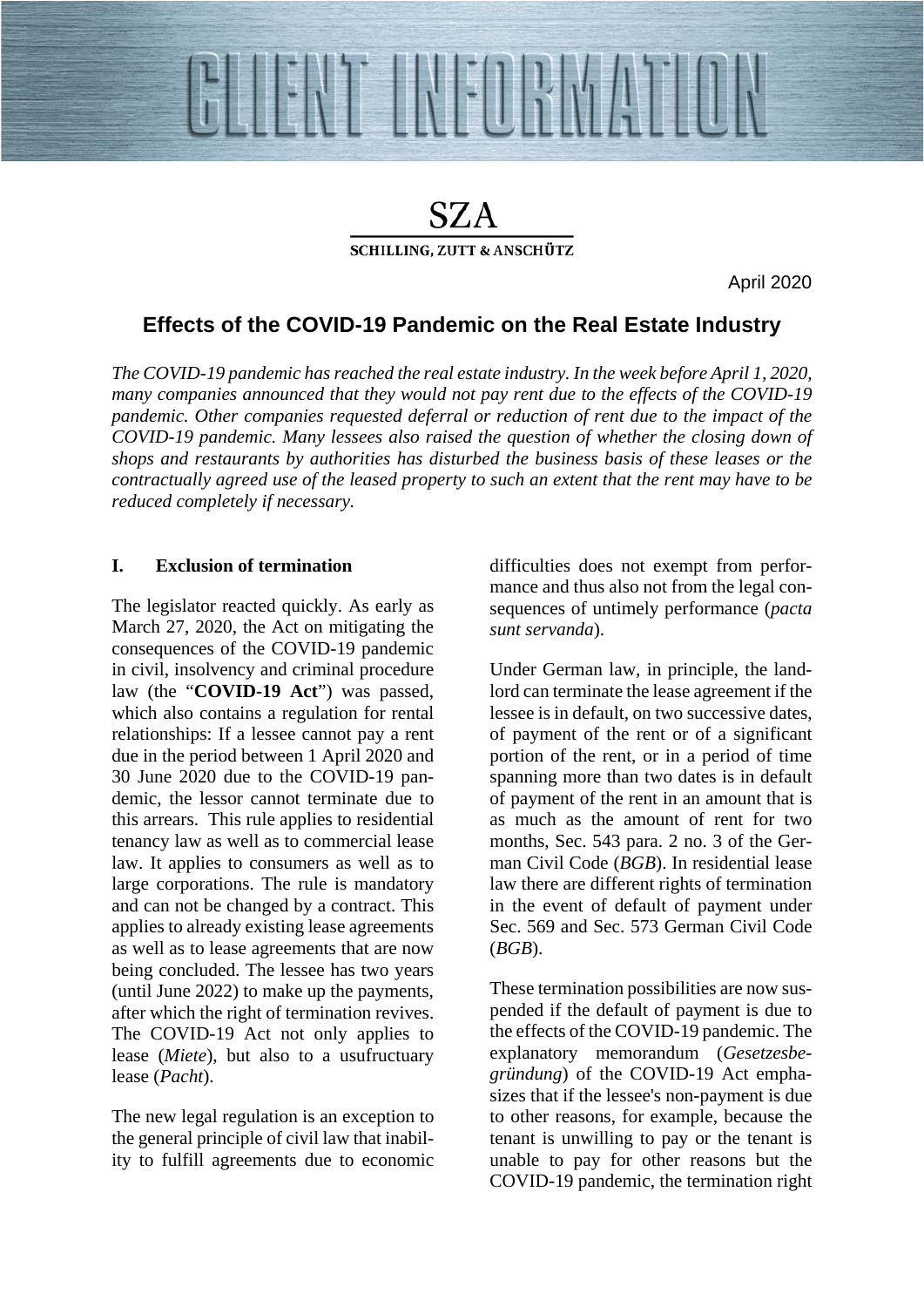# CLIENT INFORMATION

SZA

SCHILLING, ZUTT & ANSCHÜTZ

April 2020

## Effects of the COVID-19 Pandemic on the Real Estate Industry

*The COVID-19 pandemic has reached the real estate industry. In the week before April 1, 2020, many companies announced that they would not pay rent due to the effects of the COVID-19 pandemic. Other companies requested deferral or reduction of rent due to the impact of the COVID-19 pandemic. Many lessees also raised the question of whether the closing down of shops and restaurants by authorities has disturbed the business basis of these leases or the contractually agreed use of the leased property to such an extent that the rent may have to be reduced completely if necessary.*

### I. Exclusion of termination

The legislator reacted quickly. As early as March 27, 2020, the Act on mitigating the consequences of the COVID-19 pandemic in civil, insolvency and criminal procedure law (the "**COVID-19 Act**") was passed, which also contains a regulation for rental relationships: If a lessee cannot pay a rent due in the period between 1 April 2020 and 30 June 2020 due to the COVID-19 pandemic, the lessor cannot terminate due to this arrears. This rule applies to residential tenancy law as well as to commercial lease law. It applies to consumers as well as to large corporations. The rule is mandatory and can not be changed by a contract. This applies to already existing lease agreements as well as to lease agreements that are now being concluded. The lessee has two years (until June 2022) to make up the payments, after which the right of termination revives. The COVID-19 Act not only applies to lease (*Miete*), but also to a usufructuary lease (*Pacht*).

The new legal regulation is an exception to the general principle of civil law that inability to fulfill agreements due to economic difficulties does not exempt from performance and thus also not from the legal consequences of untimely performance (*pacta sunt servanda*).

Under German law, in principle, the landlord can terminate the lease agreement if the lessee is in default, on two successive dates, of payment of the rent or of a significant portion of the rent, or in a period of time spanning more than two dates is in default of payment of the rent in an amount that is as much as the amount of rent for two months, Sec. 543 para. 2 no. 3 of the German Civil Code (*BGB*). In residential lease law there are different rights of termination in the event of default of payment under Sec. 569 and Sec. 573 German Civil Code (*BGB*).

These termination possibilities are now suspended if the default of payment is due to the effects of the COVID-19 pandemic. The explanatory memorandum (*Gesetzesbegründung*) of the COVID-19 Act emphasizes that if the lessee's non-payment is due to other reasons, for example, because the tenant is unwilling to pay or the tenant is unable to pay for other reasons but the COVID-19 pandemic, the termination right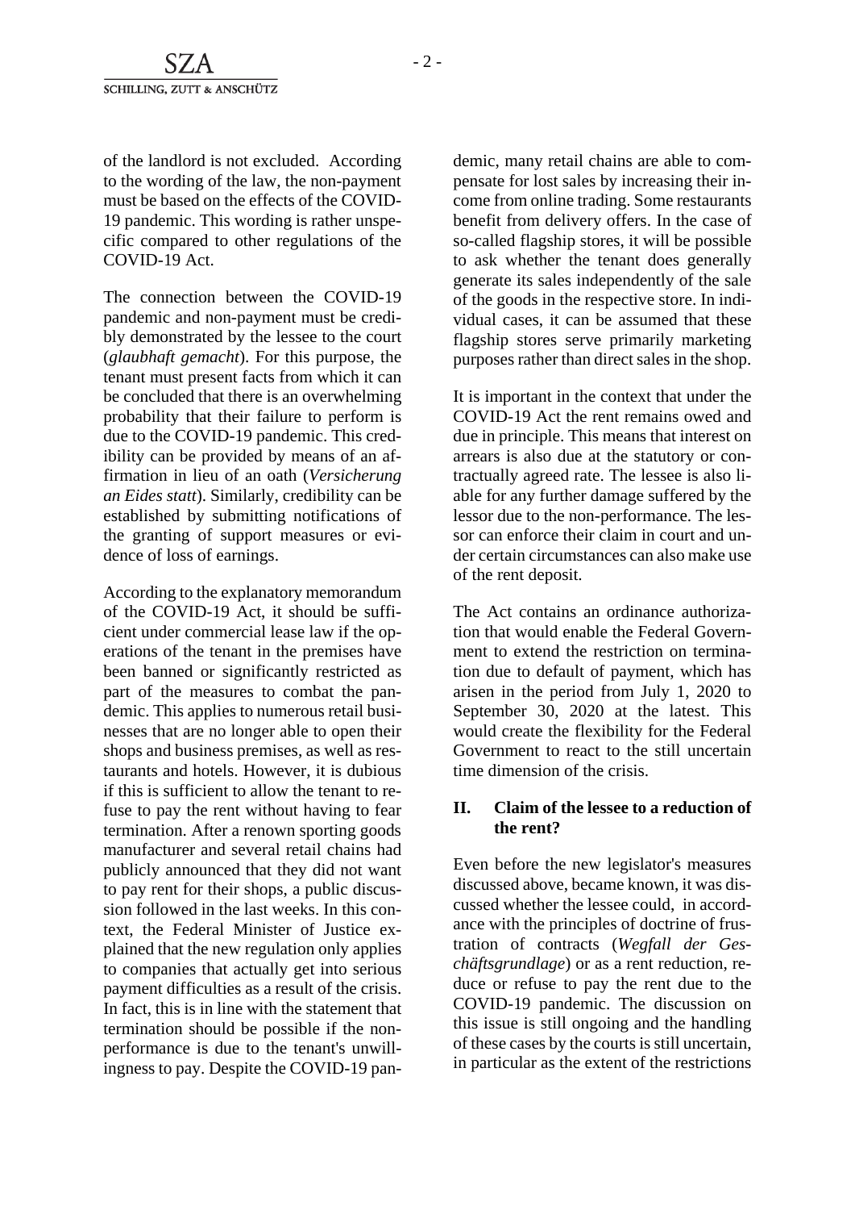of the landlord is not excluded. According to the wording of the law, the non-payment must be based on the effects of the COVID-19 pandemic. This wording is rather unspecific compared to other regulations of the COVID-19 Act.

The connection between the COVID-19 pandemic and non-payment must be credibly demonstrated by the lessee to the court (*glaubhaft gemacht*). For this purpose, the tenant must present facts from which it can be concluded that there is an overwhelming probability that their failure to perform is due to the COVID-19 pandemic. This credibility can be provided by means of an affirmation in lieu of an oath (*Versicherung an Eides statt*). Similarly, credibility can be established by submitting notifications of the granting of support measures or evidence of loss of earnings.

According to the explanatory memorandum of the COVID-19 Act, it should be sufficient under commercial lease law if the operations of the tenant in the premises have been banned or significantly restricted as part of the measures to combat the pandemic. This applies to numerous retail businesses that are no longer able to open their shops and business premises, as well as restaurants and hotels. However, it is dubious if this is sufficient to allow the tenant to refuse to pay the rent without having to fear termination. After a renown sporting goods manufacturer and several retail chains had publicly announced that they did not want to pay rent for their shops, a public discussion followed in the last weeks. In this context, the Federal Minister of Justice explained that the new regulation only applies to companies that actually get into serious payment difficulties as a result of the crisis. In fact, this is in line with the statement that termination should be possible if the non-performance is due to the tenant's unwillingness to pay. Despite the COVID-19 pandemic, many retail chains are able to compensate for lost sales by increasing their income from online trading. Some restaurants benefit from delivery offers. In the case of so-called flagship stores, it will be possible to ask whether the tenant does generally generate its sales independently of the sale of the goods in the respective store. In individual cases, it can be assumed that these flagship stores serve primarily marketing purposes rather than direct sales in the shop.

It is important in the context that under the COVID-19 Act the rent remains owed and due in principle. This means that interest on arrears is also due at the statutory or contractually agreed rate. The lessee is also liable for any further damage suffered by the lessor due to the non-performance. The lessor can enforce their claim in court and under certain circumstances can also make use of the rent deposit.

The Act contains an ordinance authorization that would enable the Federal Government to extend the restriction on termination due to default of payment, which has arisen in the period from July 1, 2020 to September 30, 2020 at the latest. This would create the flexibility for the Federal Government to react to the still uncertain time dimension of the crisis.

## II. Claim of the lessee to a reduction of the rent?

Even before the new legislator's measures discussed above, became known, it was discussed whether the lessee could, in accordance with the principles of doctrine of frustration of contracts (*Wegfall der Geschäftsgrundlage*) or as a rent reduction, reduce or refuse to pay the rent due to the COVID-19 pandemic. The discussion on this issue is still ongoing and the handling of these cases by the courts is still uncertain, in particular as the extent of the restrictions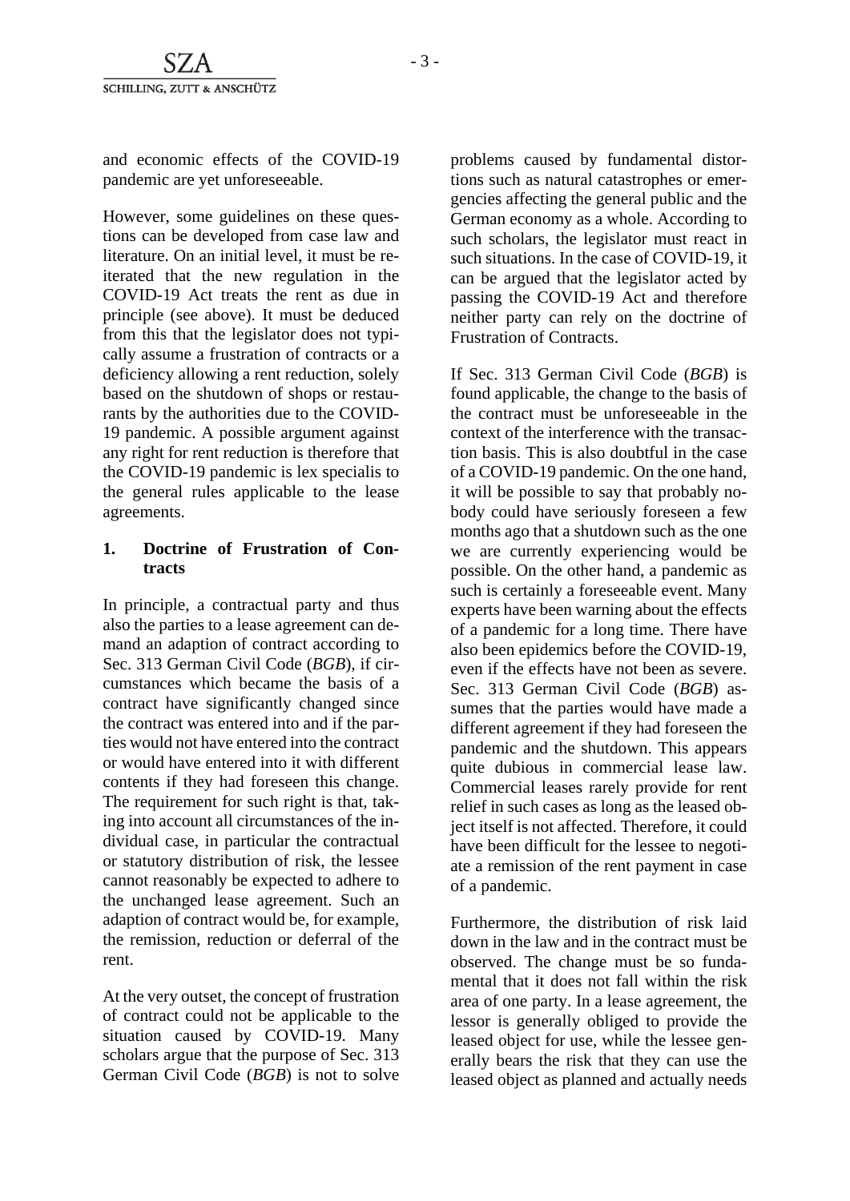and economic effects of the COVID-19 pandemic are yet unforeseeable.

However, some guidelines on these questions can be developed from case law and literature. On an initial level, it must be reiterated that the new regulation in the COVID-19 Act treats the rent as due in principle (see above). It must be deduced from this that the legislator does not typically assume a frustration of contracts or a deficiency allowing a rent reduction, solely based on the shutdown of shops or restaurants by the authorities due to the COVID-19 pandemic. A possible argument against any right for rent reduction is therefore that the COVID-19 pandemic is lex specialis to the general rules applicable to the lease agreements.

## 1. Doctrine of Frustration of Contracts

In principle, a contractual party and thus also the parties to a lease agreement can demand an adaption of contract according to Sec. 313 German Civil Code (*BGB*), if circumstances which became the basis of a contract have significantly changed since the contract was entered into and if the parties would not have entered into the contract or would have entered into it with different contents if they had foreseen this change. The requirement for such right is that, taking into account all circumstances of the individual case, in particular the contractual or statutory distribution of risk, the lessee cannot reasonably be expected to adhere to the unchanged lease agreement. Such an adaption of contract would be, for example, the remission, reduction or deferral of the rent.

At the very outset, the concept of frustration of contract could not be applicable to the situation caused by COVID-19. Many scholars argue that the purpose of Sec. 313 German Civil Code (*BGB*) is not to solve problems caused by fundamental distortions such as natural catastrophes or emergencies affecting the general public and the German economy as a whole. According to such scholars, the legislator must react in such situations. In the case of COVID-19, it can be argued that the legislator acted by passing the COVID-19 Act and therefore neither party can rely on the doctrine of Frustration of Contracts.

If Sec. 313 German Civil Code (*BGB*) is found applicable, the change to the basis of the contract must be unforeseeable in the context of the interference with the transaction basis. This is also doubtful in the case of a COVID-19 pandemic. On the one hand, it will be possible to say that probably nobody could have seriously foreseen a few months ago that a shutdown such as the one we are currently experiencing would be possible. On the other hand, a pandemic as such is certainly a foreseeable event. Many experts have been warning about the effects of a pandemic for a long time. There have also been epidemics before the COVID-19, even if the effects have not been as severe. Sec. 313 German Civil Code (*BGB*) assumes that the parties would have made a different agreement if they had foreseen the pandemic and the shutdown. This appears quite dubious in commercial lease law. Commercial leases rarely provide for rent relief in such cases as long as the leased object itself is not affected. Therefore, it could have been difficult for the lessee to negotiate a remission of the rent payment in case of a pandemic.

Furthermore, the distribution of risk laid down in the law and in the contract must be observed. The change must be so fundamental that it does not fall within the risk area of one party. In a lease agreement, the lessor is generally obliged to provide the leased object for use, while the lessee generally bears the risk that they can use the leased object as planned and actually needs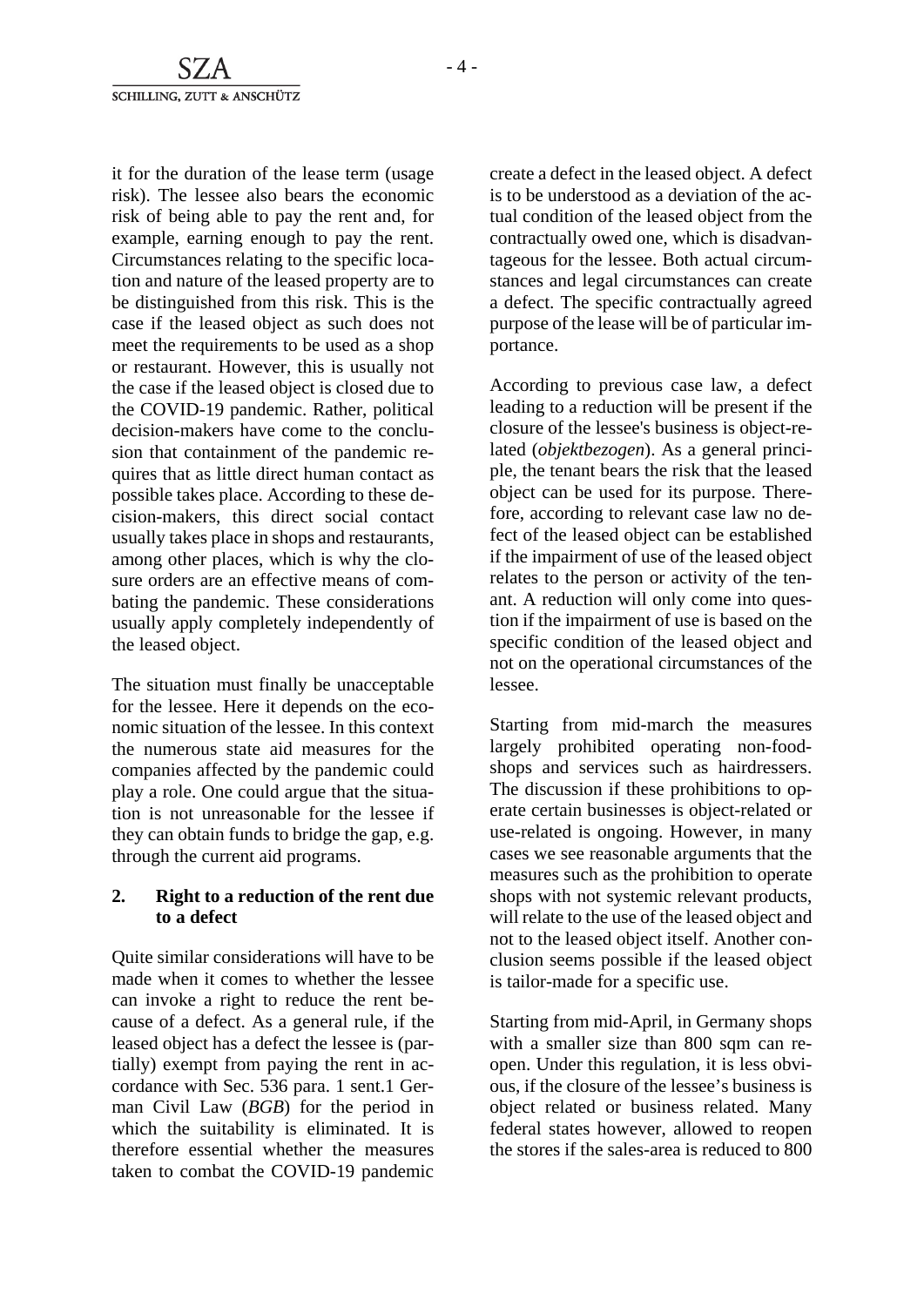it for the duration of the lease term (usage risk). The lessee also bears the economic risk of being able to pay the rent and, for example, earning enough to pay the rent. Circumstances relating to the specific location and nature of the leased property are to be distinguished from this risk. This is the case if the leased object as such does not meet the requirements to be used as a shop or restaurant. However, this is usually not the case if the leased object is closed due to the COVID-19 pandemic. Rather, political decision-makers have come to the conclusion that containment of the pandemic requires that as little direct human contact as possible takes place. According to these decision-makers, this direct social contact usually takes place in shops and restaurants, among other places, which is why the closure orders are an effective means of combating the pandemic. These considerations usually apply completely independently of the leased object.

The situation must finally be unacceptable for the lessee. Here it depends on the economic situation of the lessee. In this context the numerous state aid measures for the companies affected by the pandemic could play a role. One could argue that the situation is not unreasonable for the lessee if they can obtain funds to bridge the gap, e.g. through the current aid programs.

## 2. Right to a reduction of the rent due to a defect

Quite similar considerations will have to be made when it comes to whether the lessee can invoke a right to reduce the rent because of a defect. As a general rule, if the leased object has a defect the lessee is (partially) exempt from paying the rent in accordance with Sec. 536 para. 1 sent.1 German Civil Law (*BGB*) for the period in which the suitability is eliminated. It is therefore essential whether the measures taken to combat the COVID-19 pandemic create a defect in the leased object. A defect is to be understood as a deviation of the actual condition of the leased object from the contractually owed one, which is disadvantageous for the lessee. Both actual circumstances and legal circumstances can create a defect. The specific contractually agreed purpose of the lease will be of particular importance.

According to previous case law, a defect leading to a reduction will be present if the closure of the lessee's business is object-related (*objektbezogen*). As a general principle, the tenant bears the risk that the leased object can be used for its purpose. Therefore, according to relevant case law no defect of the leased object can be established if the impairment of use of the leased object relates to the person or activity of the tenant. A reduction will only come into question if the impairment of use is based on the specific condition of the leased object and not on the operational circumstances of the lessee.

Starting from mid-march the measures largely prohibited operating non-food-shops and services such as hairdressers. The discussion if these prohibitions to operate certain businesses is object-related or use-related is ongoing. However, in many cases we see reasonable arguments that the measures such as the prohibition to operate shops with not systemic relevant products, will relate to the use of the leased object and not to the leased object itself. Another conclusion seems possible if the leased object is tailor-made for a specific use.

Starting from mid-April, in Germany shops with a smaller size than 800 sqm can reopen. Under this regulation, it is less obvious, if the closure of the lessee's business is object related or business related. Many federal states however, allowed to reopen the stores if the sales-area is reduced to 800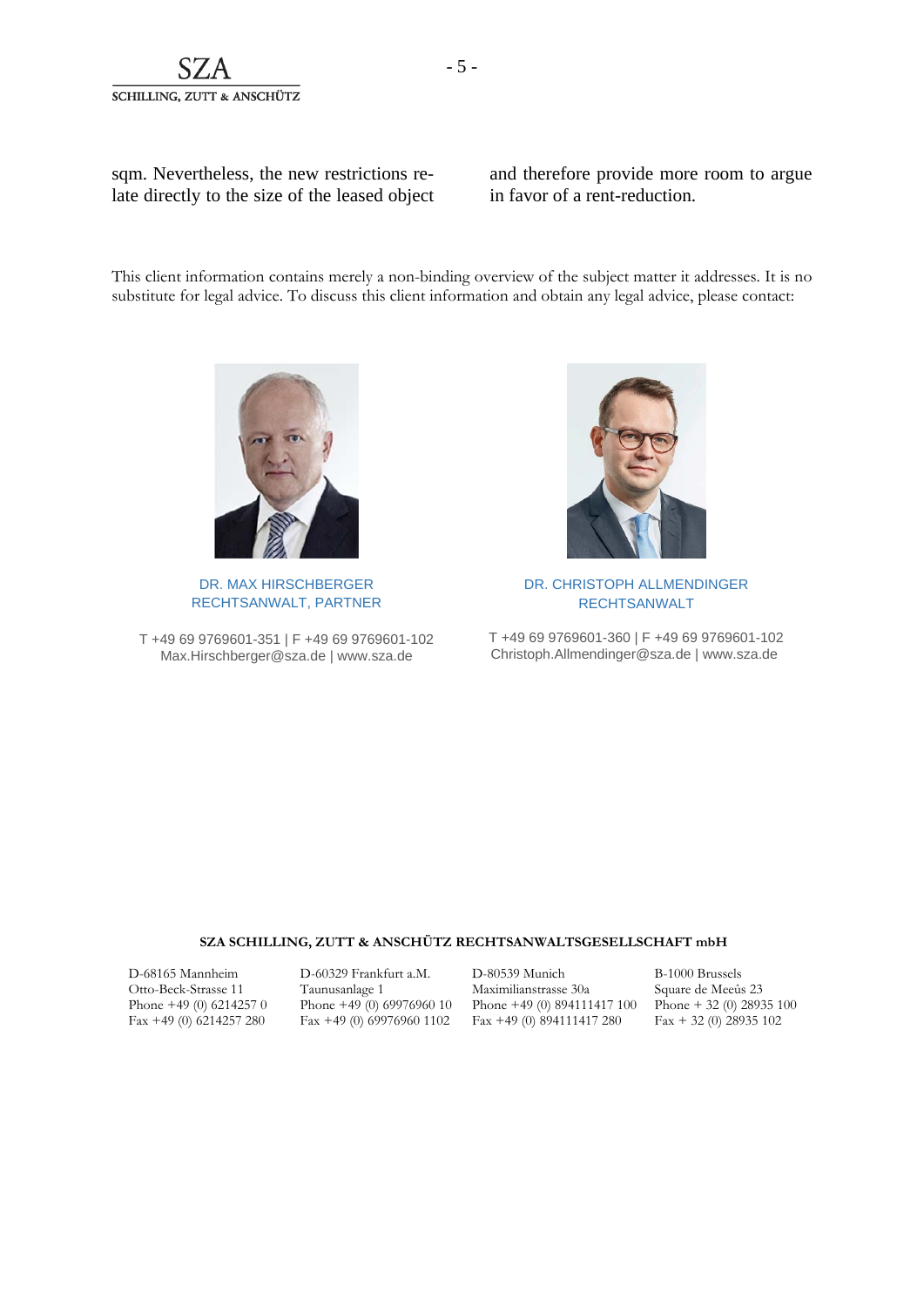sqm. Nevertheless, the new restrictions relate directly to the size of the leased object and therefore provide more room to argue in favor of a rent-reduction.

This client information contains merely a non-binding overview of the subject matter it addresses. It is no substitute for legal advice. To discuss this client information and obtain any legal advice, please contact:

DR. MAX HIRSCHBERGER
RECHTSANWALT, PARTNER

T +49 69 9769601-351 | F +49 69 9769601-102
Max.Hirschberger@sza.de | www.sza.de

DR. CHRISTOPH ALLMENDINGER
RECHTSANWALT

T +49 69 9769601-360 | F +49 69 9769601-102
Christoph.Allmendinger@sza.de | www.sza.de

**SZA SCHILLING, ZUTT & ANSCHÜTZ RECHTSANWALTSGESELLSCHAFT mbH**

| | | | |
|---|---|---|---|
| D-68165 Mannheim | D-60329 Frankfurt a.M. | D-80539 Munich | B-1000 Brussels |
| Otto-Beck-Strasse 11 | Taunusanlage 1 | Maximilianstrasse 30a | Square de Meeûs 23 |
| Phone +49 (0) 6214257 0 | Phone +49 (0) 69976960 10 | Phone +49 (0) 894111417 100 | Phone + 32 (0) 28935 100 |
| Fax +49 (0) 6214257 280 | Fax +49 (0) 69976960 1102 | Fax +49 (0) 894111417 280 | Fax + 32 (0) 28935 102 |